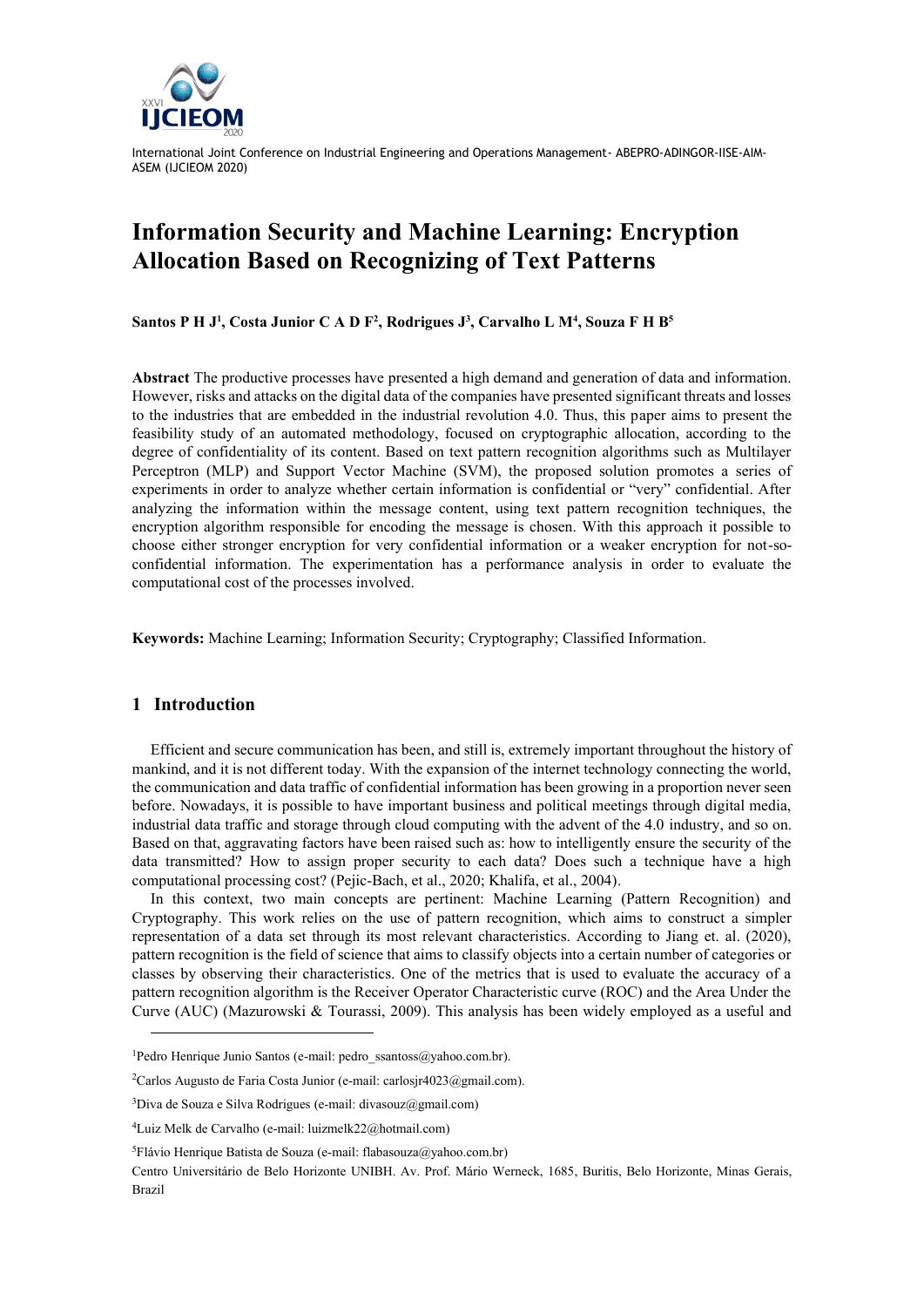International Joint Conference on Industrial Engineering and Operations Management- ABEPRO-ADINGOR-IISE-AIM-ASEM (IJCIEOM 2020)

# Information Security and Machine Learning: Encryption Allocation Based on Recognizing of Text Patterns

**Santos P H J[1], Costa Junior C A D F[2], Rodrigues J[3], Carvalho L M[4], Souza F H B[5]**

**Abstract** The productive processes have presented a high demand and generation of data and information. However, risks and attacks on the digital data of the companies have presented significant threats and losses to the industries that are embedded in the industrial revolution 4.0. Thus, this paper aims to present the feasibility study of an automated methodology, focused on cryptographic allocation, according to the degree of confidentiality of its content. Based on text pattern recognition algorithms such as Multilayer Perceptron (MLP) and Support Vector Machine (SVM), the proposed solution promotes a series of experiments in order to analyze whether certain information is confidential or "very" confidential. After analyzing the information within the message content, using text pattern recognition techniques, the encryption algorithm responsible for encoding the message is chosen. With this approach it possible to choose either stronger encryption for very confidential information or a weaker encryption for not-so-confidential information. The experimentation has a performance analysis in order to evaluate the computational cost of the processes involved.

**Keywords:** Machine Learning; Information Security; Cryptography; Classified Information.

## 1 Introduction

Efficient and secure communication has been, and still is, extremely important throughout the history of mankind, and it is not different today. With the expansion of the internet technology connecting the world, the communication and data traffic of confidential information has been growing in a proportion never seen before. Nowadays, it is possible to have important business and political meetings through digital media, industrial data traffic and storage through cloud computing with the advent of the 4.0 industry, and so on. Based on that, aggravating factors have been raised such as: how to intelligently ensure the security of the data transmitted? How to assign proper security to each data? Does such a technique have a high computational processing cost? (Pejic-Bach, et al., 2020; Khalifa, et al., 2004).

In this context, two main concepts are pertinent: Machine Learning (Pattern Recognition) and Cryptography. This work relies on the use of pattern recognition, which aims to construct a simpler representation of a data set through its most relevant characteristics. According to Jiang et. al. (2020), pattern recognition is the field of science that aims to classify objects into a certain number of categories or classes by observing their characteristics. One of the metrics that is used to evaluate the accuracy of a pattern recognition algorithm is the Receiver Operator Characteristic curve (ROC) and the Area Under the Curve (AUC) (Mazurowski & Tourassi, 2009). This analysis has been widely employed as a useful and

---

[1]Pedro Henrique Junio Santos (e-mail: pedro_ssantoss@yahoo.com.br).

[2]Carlos Augusto de Faria Costa Junior (e-mail: carlosjr4023@gmail.com).

[3]Diva de Souza e Silva Rodrigues (e-mail: divasouz@gmail.com)

[4]Luiz Melk de Carvalho (e-mail: luizmelk22@hotmail.com)

[5]Flávio Henrique Batista de Souza (e-mail: flabasouza@yahoo.com.br)

Centro Universitário de Belo Horizonte UNIBH. Av. Prof. Mário Werneck, 1685, Buritis, Belo Horizonte, Minas Gerais, Brazil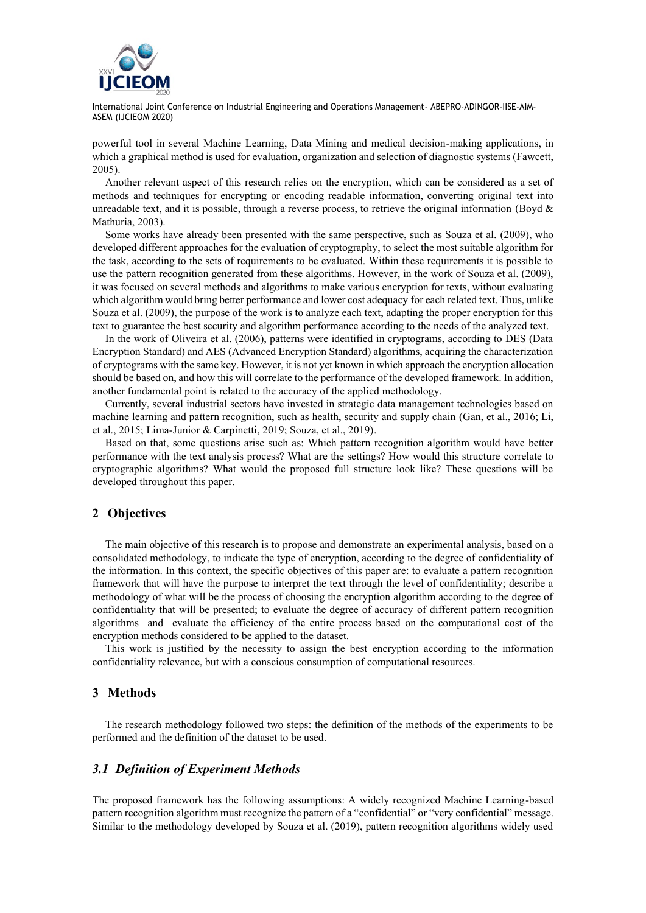powerful tool in several Machine Learning, Data Mining and medical decision-making applications, in which a graphical method is used for evaluation, organization and selection of diagnostic systems (Fawcett, 2005).

Another relevant aspect of this research relies on the encryption, which can be considered as a set of methods and techniques for encrypting or encoding readable information, converting original text into unreadable text, and it is possible, through a reverse process, to retrieve the original information (Boyd & Mathuria, 2003).

Some works have already been presented with the same perspective, such as Souza et al. (2009), who developed different approaches for the evaluation of cryptography, to select the most suitable algorithm for the task, according to the sets of requirements to be evaluated. Within these requirements it is possible to use the pattern recognition generated from these algorithms. However, in the work of Souza et al. (2009), it was focused on several methods and algorithms to make various encryption for texts, without evaluating which algorithm would bring better performance and lower cost adequacy for each related text. Thus, unlike Souza et al. (2009), the purpose of the work is to analyze each text, adapting the proper encryption for this text to guarantee the best security and algorithm performance according to the needs of the analyzed text.

In the work of Oliveira et al. (2006), patterns were identified in cryptograms, according to DES (Data Encryption Standard) and AES (Advanced Encryption Standard) algorithms, acquiring the characterization of cryptograms with the same key. However, it is not yet known in which approach the encryption allocation should be based on, and how this will correlate to the performance of the developed framework. In addition, another fundamental point is related to the accuracy of the applied methodology.

Currently, several industrial sectors have invested in strategic data management technologies based on machine learning and pattern recognition, such as health, security and supply chain (Gan, et al., 2016; Li, et al., 2015; Lima-Junior & Carpinetti, 2019; Souza, et al., 2019).

Based on that, some questions arise such as: Which pattern recognition algorithm would have better performance with the text analysis process? What are the settings? How would this structure correlate to cryptographic algorithms? What would the proposed full structure look like? These questions will be developed throughout this paper.

## 2 Objectives

The main objective of this research is to propose and demonstrate an experimental analysis, based on a consolidated methodology, to indicate the type of encryption, according to the degree of confidentiality of the information. In this context, the specific objectives of this paper are: to evaluate a pattern recognition framework that will have the purpose to interpret the text through the level of confidentiality; describe a methodology of what will be the process of choosing the encryption algorithm according to the degree of confidentiality that will be presented; to evaluate the degree of accuracy of different pattern recognition algorithms and evaluate the efficiency of the entire process based on the computational cost of the encryption methods considered to be applied to the dataset.

This work is justified by the necessity to assign the best encryption according to the information confidentiality relevance, but with a conscious consumption of computational resources.

## 3 Methods

The research methodology followed two steps: the definition of the methods of the experiments to be performed and the definition of the dataset to be used.

### *3.1 Definition of Experiment Methods*

The proposed framework has the following assumptions: A widely recognized Machine Learning-based pattern recognition algorithm must recognize the pattern of a "confidential" or "very confidential" message. Similar to the methodology developed by Souza et al. (2019), pattern recognition algorithms widely used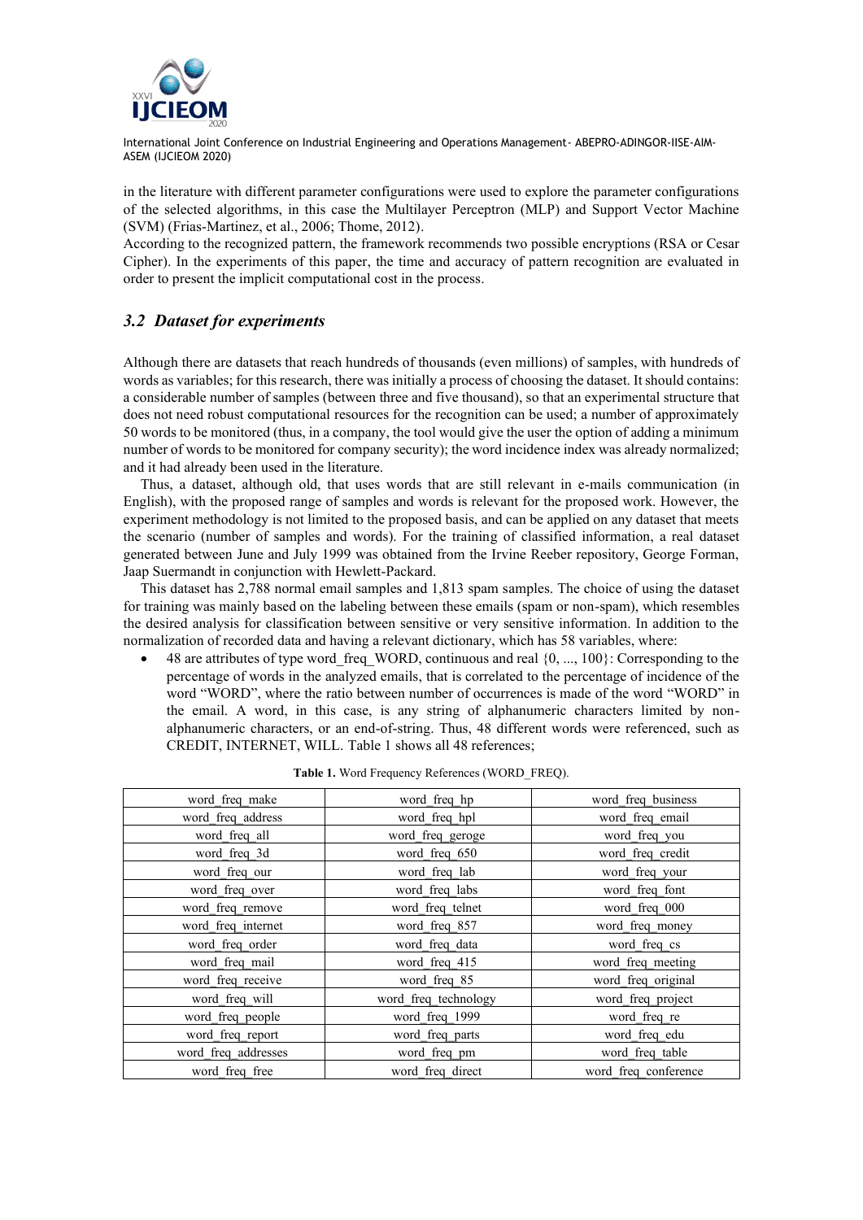in the literature with different parameter configurations were used to explore the parameter configurations of the selected algorithms, in this case the Multilayer Perceptron (MLP) and Support Vector Machine (SVM) (Frias-Martinez, et al., 2006; Thome, 2012).

According to the recognized pattern, the framework recommends two possible encryptions (RSA or Cesar Cipher). In the experiments of this paper, the time and accuracy of pattern recognition are evaluated in order to present the implicit computational cost in the process.

### *3.2 Dataset for experiments*

Although there are datasets that reach hundreds of thousands (even millions) of samples, with hundreds of words as variables; for this research, there was initially a process of choosing the dataset. It should contains: a considerable number of samples (between three and five thousand), so that an experimental structure that does not need robust computational resources for the recognition can be used; a number of approximately 50 words to be monitored (thus, in a company, the tool would give the user the option of adding a minimum number of words to be monitored for company security); the word incidence index was already normalized; and it had already been used in the literature.

Thus, a dataset, although old, that uses words that are still relevant in e-mails communication (in English), with the proposed range of samples and words is relevant for the proposed work. However, the experiment methodology is not limited to the proposed basis, and can be applied on any dataset that meets the scenario (number of samples and words). For the training of classified information, a real dataset generated between June and July 1999 was obtained from the Irvine Reeber repository, George Forman, Jaap Suermandt in conjunction with Hewlett-Packard.

This dataset has 2,788 normal email samples and 1,813 spam samples. The choice of using the dataset for training was mainly based on the labeling between these emails (spam or non-spam), which resembles the desired analysis for classification between sensitive or very sensitive information. In addition to the normalization of recorded data and having a relevant dictionary, which has 58 variables, where:

- 48 are attributes of type word_freq_WORD, continuous and real {0, ..., 100}: Corresponding to the percentage of words in the analyzed emails, that is correlated to the percentage of incidence of the word "WORD", where the ratio between number of occurrences is made of the word "WORD" in the email. A word, in this case, is any string of alphanumeric characters limited by non-alphanumeric characters, or an end-of-string. Thus, 48 different words were referenced, such as CREDIT, INTERNET, WILL. Table 1 shows all 48 references;

**Table 1.** Word Frequency References (WORD_FREQ).

| | | |
|---|---|---|
| word_freq_make | word_freq_hp | word_freq_business |
| word_freq_address | word_freq_hpl | word_freq_email |
| word_freq_all | word_freq_geroge | word_freq_you |
| word_freq_3d | word_freq_650 | word_freq_credit |
| word_freq_our | word_freq_lab | word_freq_your |
| word_freq_over | word_freq_labs | word_freq_font |
| word_freq_remove | word_freq_telnet | word_freq_000 |
| word_freq_internet | word_freq_857 | word_freq_money |
| word_freq_order | word_freq_data | word_freq_cs |
| word_freq_mail | word_freq_415 | word_freq_meeting |
| word_freq_receive | word_freq_85 | word_freq_original |
| word_freq_will | word_freq_technology | word_freq_project |
| word_freq_people | word_freq_1999 | word_freq_re |
| word_freq_report | word_freq_parts | word_freq_edu |
| word_freq_addresses | word_freq_pm | word_freq_table |
| word_freq_free | word_freq_direct | word_freq_conference |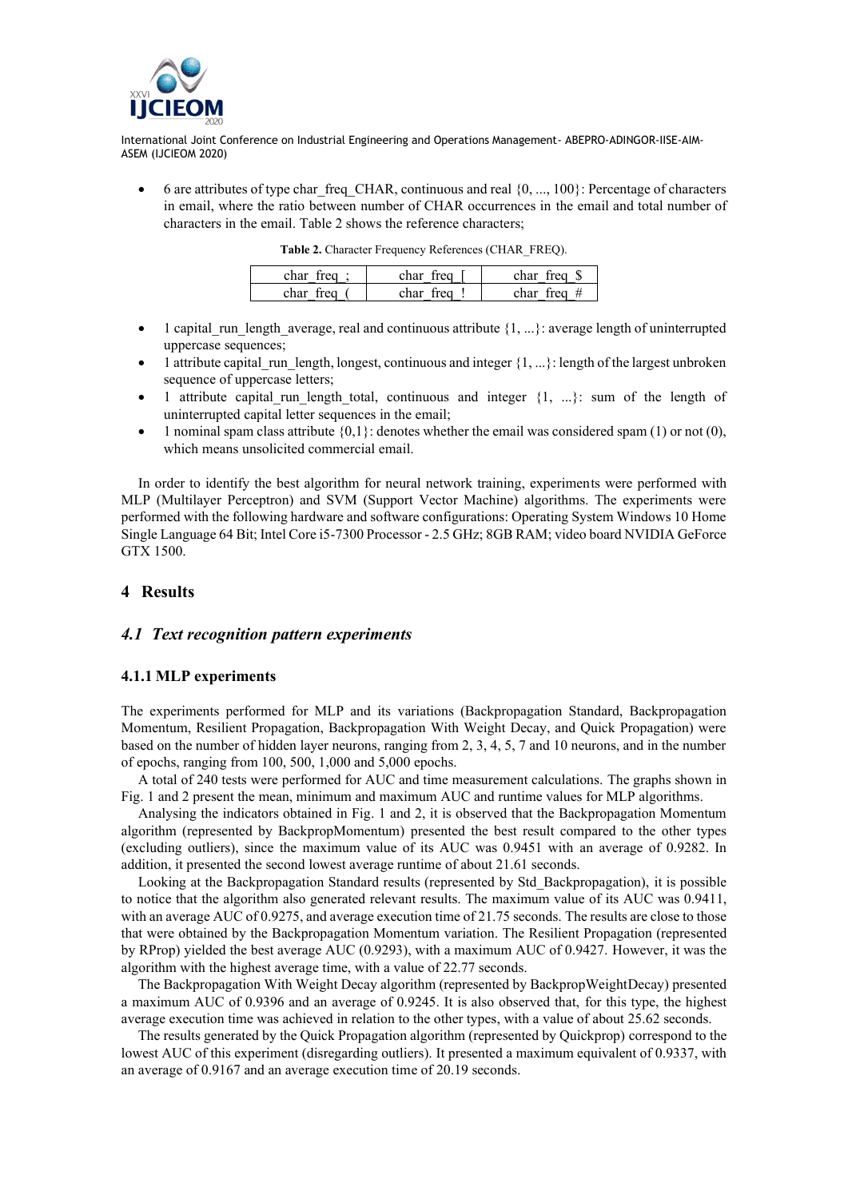- 6 are attributes of type char_freq_CHAR, continuous and real {0, ..., 100}: Percentage of characters in email, where the ratio between number of CHAR occurrences in the email and total number of characters in the email. Table 2 shows the reference characters;

**Table 2.** Character Frequency References (CHAR_FREQ).

| char_freq_; | char_freq_[ | char_freq_$ |
|---|---|---|
| char_freq_( | char_freq_! | char_freq_# |

- 1 capital_run_length_average, real and continuous attribute {1, ...}: average length of uninterrupted uppercase sequences;
- 1 attribute capital_run_length, longest, continuous and integer {1, ...}: length of the largest unbroken sequence of uppercase letters;
- 1 attribute capital_run_length_total, continuous and integer {1, ...}: sum of the length of uninterrupted capital letter sequences in the email;
- 1 nominal spam class attribute {0,1}: denotes whether the email was considered spam (1) or not (0), which means unsolicited commercial email.

In order to identify the best algorithm for neural network training, experiments were performed with MLP (Multilayer Perceptron) and SVM (Support Vector Machine) algorithms. The experiments were performed with the following hardware and software configurations: Operating System Windows 10 Home Single Language 64 Bit; Intel Core i5-7300 Processor - 2.5 GHz; 8GB RAM; video board NVIDIA GeForce GTX 1500.

## 4 Results

### *4.1 Text recognition pattern experiments*

#### 4.1.1 MLP experiments

The experiments performed for MLP and its variations (Backpropagation Standard, Backpropagation Momentum, Resilient Propagation, Backpropagation With Weight Decay, and Quick Propagation) were based on the number of hidden layer neurons, ranging from 2, 3, 4, 5, 7 and 10 neurons, and in the number of epochs, ranging from 100, 500, 1,000 and 5,000 epochs.

A total of 240 tests were performed for AUC and time measurement calculations. The graphs shown in Fig. 1 and 2 present the mean, minimum and maximum AUC and runtime values for MLP algorithms.

Analysing the indicators obtained in Fig. 1 and 2, it is observed that the Backpropagation Momentum algorithm (represented by BackpropMomentum) presented the best result compared to the other types (excluding outliers), since the maximum value of its AUC was 0.9451 with an average of 0.9282. In addition, it presented the second lowest average runtime of about 21.61 seconds.

Looking at the Backpropagation Standard results (represented by Std_Backpropagation), it is possible to notice that the algorithm also generated relevant results. The maximum value of its AUC was 0.9411, with an average AUC of 0.9275, and average execution time of 21.75 seconds. The results are close to those that were obtained by the Backpropagation Momentum variation. The Resilient Propagation (represented by RProp) yielded the best average AUC (0.9293), with a maximum AUC of 0.9427. However, it was the algorithm with the highest average time, with a value of 22.77 seconds.

The Backpropagation With Weight Decay algorithm (represented by BackpropWeightDecay) presented a maximum AUC of 0.9396 and an average of 0.9245. It is also observed that, for this type, the highest average execution time was achieved in relation to the other types, with a value of about 25.62 seconds.

The results generated by the Quick Propagation algorithm (represented by Quickprop) correspond to the lowest AUC of this experiment (disregarding outliers). It presented a maximum equivalent of 0.9337, with an average of 0.9167 and an average execution time of 20.19 seconds.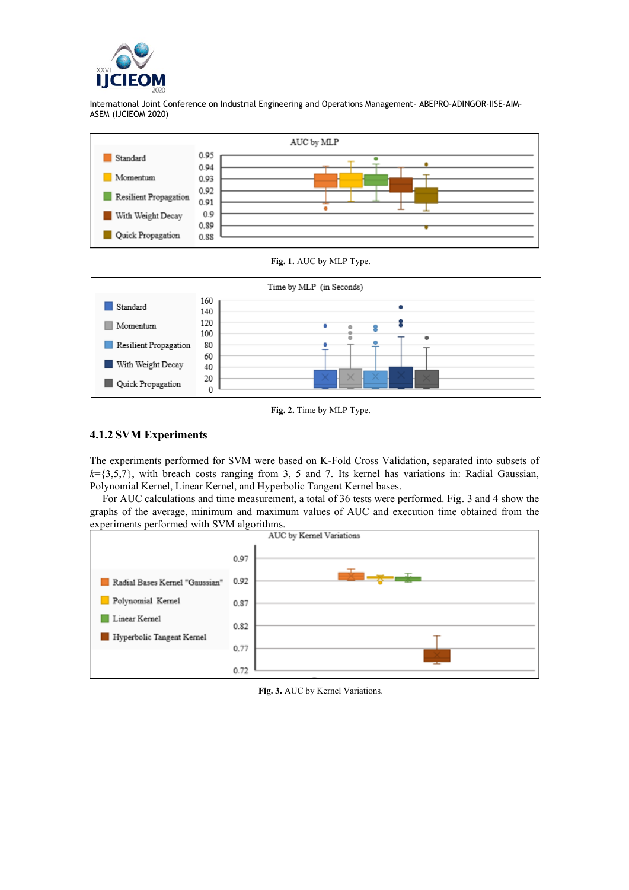Fig. 1. AUC by MLP Type.

Fig. 2. Time by MLP Type.

### 4.1.2 SVM Experiments

The experiments performed for SVM were based on K-Fold Cross Validation, separated into subsets of $k$={3,5,7}, with breach costs ranging from 3, 5 and 7. Its kernel has variations in: Radial Gaussian, Polynomial Kernel, Linear Kernel, and Hyperbolic Tangent Kernel bases.

For AUC calculations and time measurement, a total of 36 tests were performed. Fig. 3 and 4 show the graphs of the average, minimum and maximum values of AUC and execution time obtained from the experiments performed with SVM algorithms.

Fig. 3. AUC by Kernel Variations.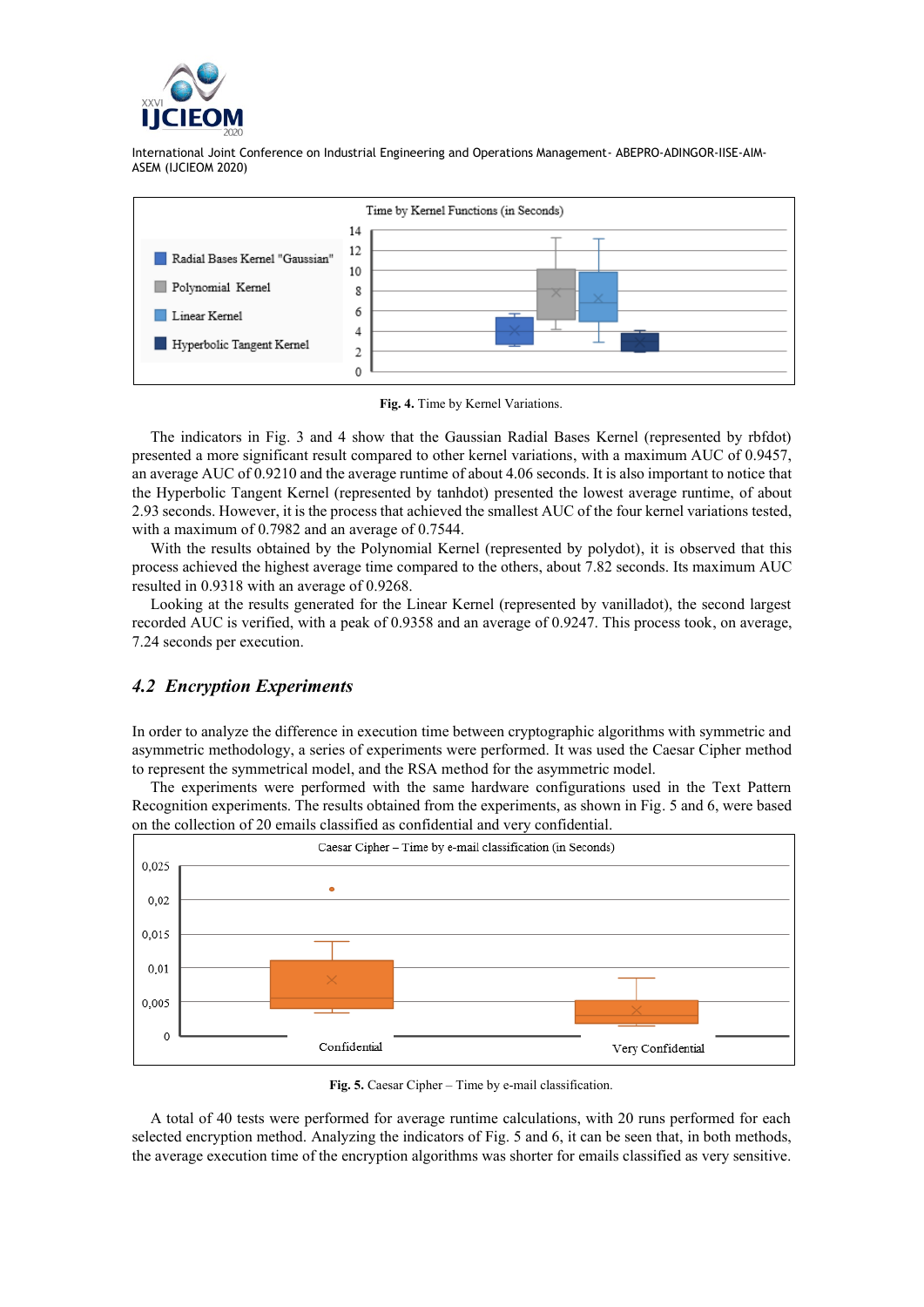Fig. 4. Time by Kernel Variations.

The indicators in Fig. 3 and 4 show that the Gaussian Radial Bases Kernel (represented by rbfdot) presented a more significant result compared to other kernel variations, with a maximum AUC of 0.9457, an average AUC of 0.9210 and the average runtime of about 4.06 seconds. It is also important to notice that the Hyperbolic Tangent Kernel (represented by tanhdot) presented the lowest average runtime, of about 2.93 seconds. However, it is the process that achieved the smallest AUC of the four kernel variations tested, with a maximum of 0.7982 and an average of 0.7544.

With the results obtained by the Polynomial Kernel (represented by polydot), it is observed that this process achieved the highest average time compared to the others, about 7.82 seconds. Its maximum AUC resulted in 0.9318 with an average of 0.9268.

Looking at the results generated for the Linear Kernel (represented by vanilladot), the second largest recorded AUC is verified, with a peak of 0.9358 and an average of 0.9247. This process took, on average, 7.24 seconds per execution.

## *4.2 Encryption Experiments*

In order to analyze the difference in execution time between cryptographic algorithms with symmetric and asymmetric methodology, a series of experiments were performed. It was used the Caesar Cipher method to represent the symmetrical model, and the RSA method for the asymmetric model.

The experiments were performed with the same hardware configurations used in the Text Pattern Recognition experiments. The results obtained from the experiments, as shown in Fig. 5 and 6, were based on the collection of 20 emails classified as confidential and very confidential.

**Fig. 5.** Caesar Cipher – Time by e-mail classification.

A total of 40 tests were performed for average runtime calculations, with 20 runs performed for each selected encryption method. Analyzing the indicators of Fig. 5 and 6, it can be seen that, in both methods, the average execution time of the encryption algorithms was shorter for emails classified as very sensitive.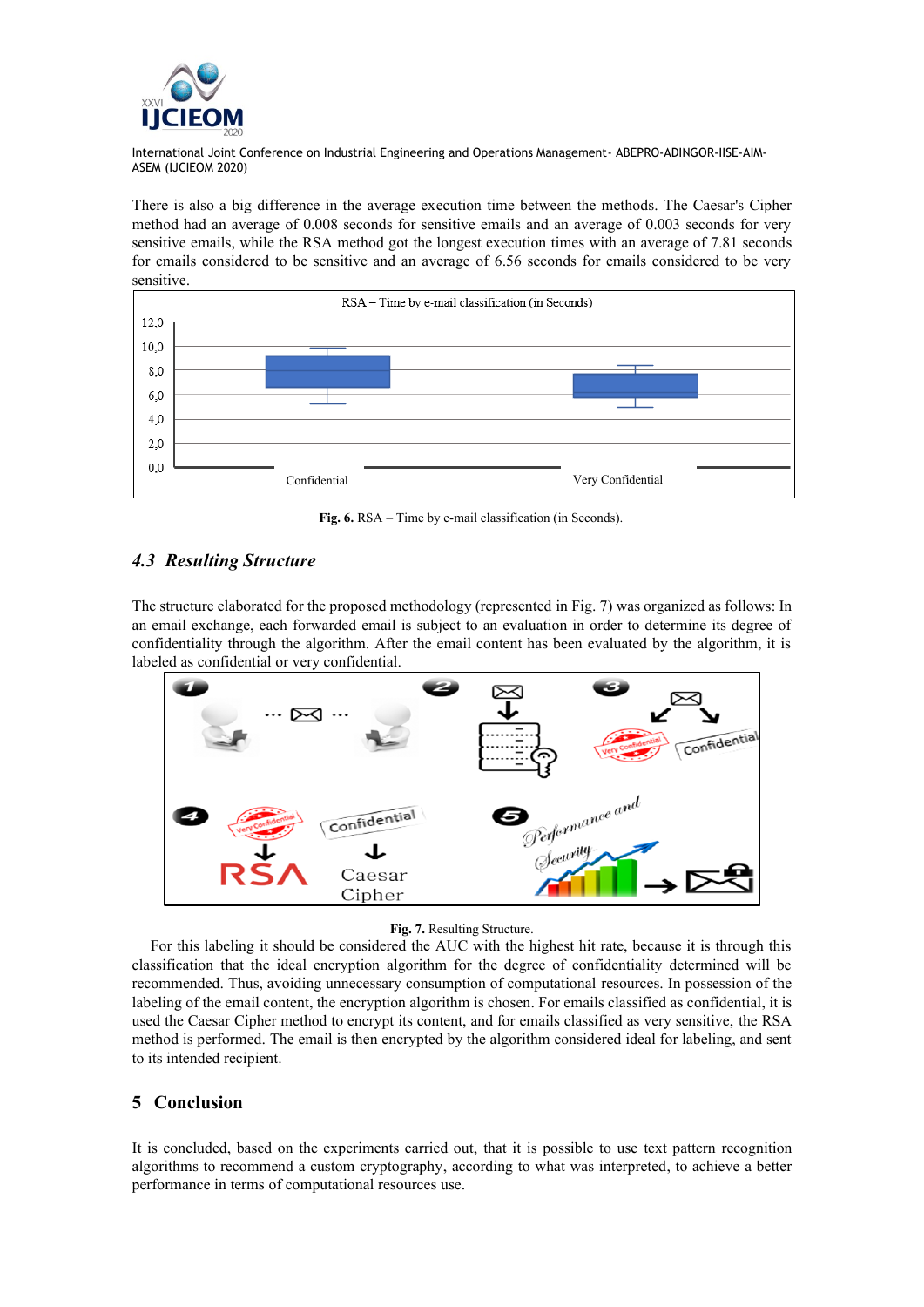There is also a big difference in the average execution time between the methods. The Caesar's Cipher method had an average of 0.008 seconds for sensitive emails and an average of 0.003 seconds for very sensitive emails, while the RSA method got the longest execution times with an average of 7.81 seconds for emails considered to be sensitive and an average of 6.56 seconds for emails considered to be very sensitive.

**Fig. 6.** RSA – Time by e-mail classification (in Seconds).

## 4.3 *Resulting Structure*

The structure elaborated for the proposed methodology (represented in Fig. 7) was organized as follows: In an email exchange, each forwarded email is subject to an evaluation in order to determine its degree of confidentiality through the algorithm. After the email content has been evaluated by the algorithm, it is labeled as confidential or very confidential.

**Fig. 7.** Resulting Structure.

For this labeling it should be considered the AUC with the highest hit rate, because it is through this classification that the ideal encryption algorithm for the degree of confidentiality determined will be recommended. Thus, avoiding unnecessary consumption of computational resources. In possession of the labeling of the email content, the encryption algorithm is chosen. For emails classified as confidential, it is used the Caesar Cipher method to encrypt its content, and for emails classified as very sensitive, the RSA method is performed. The email is then encrypted by the algorithm considered ideal for labeling, and sent to its intended recipient.

## 5 Conclusion

It is concluded, based on the experiments carried out, that it is possible to use text pattern recognition algorithms to recommend a custom cryptography, according to what was interpreted, to achieve a better performance in terms of computational resources use.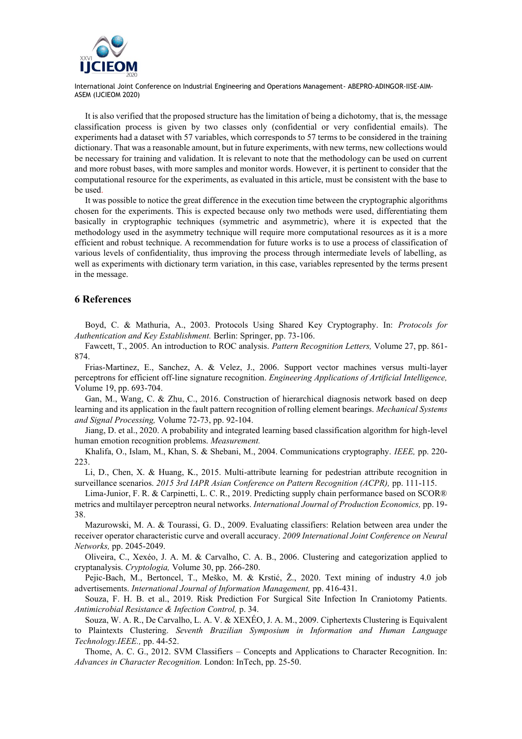It is also verified that the proposed structure has the limitation of being a dichotomy, that is, the message classification process is given by two classes only (confidential or very confidential emails). The experiments had a dataset with 57 variables, which corresponds to 57 terms to be considered in the training dictionary. That was a reasonable amount, but in future experiments, with new terms, new collections would be necessary for training and validation. It is relevant to note that the methodology can be used on current and more robust bases, with more samples and monitor words. However, it is pertinent to consider that the computational resource for the experiments, as evaluated in this article, must be consistent with the base to be used.

It was possible to notice the great difference in the execution time between the cryptographic algorithms chosen for the experiments. This is expected because only two methods were used, differentiating them basically in cryptographic techniques (symmetric and asymmetric), where it is expected that the methodology used in the asymmetry technique will require more computational resources as it is a more efficient and robust technique. A recommendation for future works is to use a process of classification of various levels of confidentiality, thus improving the process through intermediate levels of labelling, as well as experiments with dictionary term variation, in this case, variables represented by the terms present in the message.

## 6 References

Boyd, C. & Mathuria, A., 2003. Protocols Using Shared Key Cryptography. In: *Protocols for Authentication and Key Establishment.* Berlin: Springer, pp. 73-106.

Fawcett, T., 2005. An introduction to ROC analysis. *Pattern Recognition Letters,* Volume 27, pp. 861-874.

Frias-Martinez, E., Sanchez, A. & Velez, J., 2006. Support vector machines versus multi-layer perceptrons for efficient off-line signature recognition. *Engineering Applications of Artificial Intelligence,* Volume 19, pp. 693-704.

Gan, M., Wang, C. & Zhu, C., 2016. Construction of hierarchical diagnosis network based on deep learning and its application in the fault pattern recognition of rolling element bearings. *Mechanical Systems and Signal Processing,* Volume 72-73, pp. 92-104.

Jiang, D. et al., 2020. A probability and integrated learning based classification algorithm for high-level human emotion recognition problems. *Measurement.*

Khalifa, O., Islam, M., Khan, S. & Shebani, M., 2004. Communications cryptography. *IEEE,* pp. 220-223.

Li, D., Chen, X. & Huang, K., 2015. Multi-attribute learning for pedestrian attribute recognition in surveillance scenarios. *2015 3rd IAPR Asian Conference on Pattern Recognition (ACPR),* pp. 111-115.

Lima-Junior, F. R. & Carpinetti, L. C. R., 2019. Predicting supply chain performance based on SCOR® metrics and multilayer perceptron neural networks. *International Journal of Production Economics,* pp. 19-38.

Mazurowski, M. A. & Tourassi, G. D., 2009. Evaluating classifiers: Relation between area under the receiver operator characteristic curve and overall accuracy. *2009 International Joint Conference on Neural Networks,* pp. 2045-2049.

Oliveira, C., Xexéo, J. A. M. & Carvalho, C. A. B., 2006. Clustering and categorization applied to cryptanalysis. *Cryptologia,* Volume 30, pp. 266-280.

Pejic-Bach, M., Bertoncel, T., Meško, M. & Krstić, Ž., 2020. Text mining of industry 4.0 job advertisements. *International Journal of Information Management,* pp. 416-431.

Souza, F. H. B. et al., 2019. Risk Prediction For Surgical Site Infection In Craniotomy Patients. *Antimicrobial Resistance & Infection Control,* p. 34.

Souza, W. A. R., De Carvalho, L. A. V. & XEXÉO, J. A. M., 2009. Ciphertexts Clustering is Equivalent to Plaintexts Clustering. *Seventh Brazilian Symposium in Information and Human Language Technology.IEEE.,* pp. 44-52.

Thome, A. C. G., 2012. SVM Classifiers – Concepts and Applications to Character Recognition. In: *Advances in Character Recognition.* London: InTech, pp. 25-50.